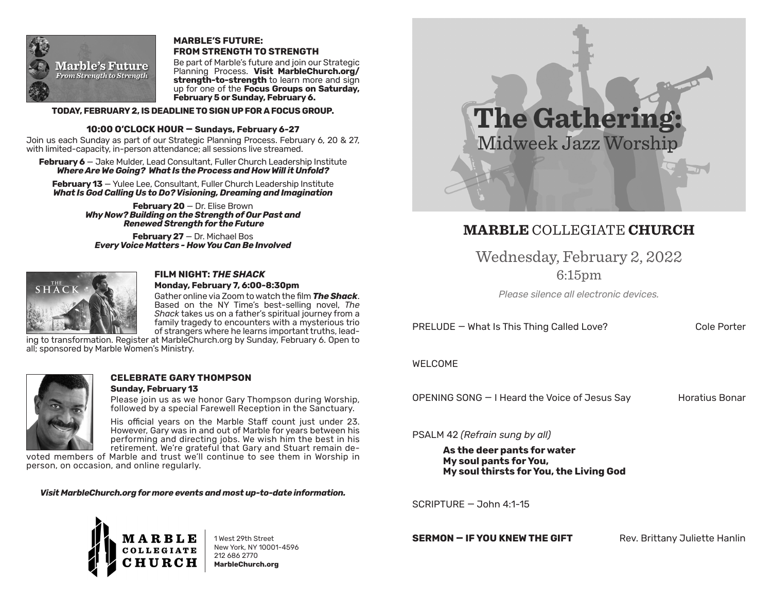## MARBLE'S FUTURE: FROM STRENGTH TO STRENGTH

Be part of Marble's future and join our Strategic Planning Process. **Visit MarbleChurch.org/strength-to-strength** to learn more and sign up for one of the **Focus Groups on Saturday, February 5 or Sunday, February 6.**

**TODAY, FEBRUARY 2, IS DEADLINE TO SIGN UP FOR A FOCUS GROUP.**

### 10:00 O'CLOCK HOUR — Sundays, February 6-27

Join us each Sunday as part of our Strategic Planning Process. February 6, 20 & 27, with limited-capacity, in-person attendance; all sessions live streamed.

**February 6** — Jake Mulder, Lead Consultant, Fuller Church Leadership Institute
***Where Are We Going? What Is the Process and How Will it Unfold?***

**February 13** — Yulee Lee, Consultant, Fuller Church Leadership Institute
***What Is God Calling Us to Do? Visioning, Dreaming and Imagination***

**February 20** — Dr. Elise Brown
***Why Now? Building on the Strength of Our Past and Renewed Strength for the Future***

**February 27** — Dr. Michael Bos
***Every Voice Matters - How You Can Be Involved***

## FILM NIGHT: *THE SHACK*

**Monday, February 7, 6:00-8:30pm**

Gather online via Zoom to watch the film ***The Shack***. Based on the NY Time's best-selling novel, *The Shack* takes us on a father's spiritual journey from a family tragedy to encounters with a mysterious trio of strangers where he learns important truths, leading to transformation. Register at MarbleChurch.org by Sunday, February 6. Open to all; sponsored by Marble Women's Ministry.

## CELEBRATE GARY THOMPSON

**Sunday, February 13**

Please join us as we honor Gary Thompson during Worship, followed by a special Farewell Reception in the Sanctuary.

His official years on the Marble Staff count just under 23. However, Gary was in and out of Marble for years between his performing and directing jobs. We wish him the best in his retirement. We're grateful that Gary and Stuart remain devoted members of Marble and trust we'll continue to see them in Worship in person, on occasion, and online regularly.

***Visit MarbleChurch.org for more events and most up-to-date information.***

**MARBLE COLLEGIATE CHURCH**
1 West 29th Street
New York, NY 10001-4596
212 686 2770
**MarbleChurch.org**

# The Gathering: Midweek Jazz Worship

## MARBLE COLLEGIATE CHURCH

Wednesday, February 2, 2022
6:15pm

*Please silence all electronic devices.*

PRELUDE — What Is This Thing Called Love? — Cole Porter

WELCOME

OPENING SONG — I Heard the Voice of Jesus Say — Horatius Bonar

PSALM 42 *(Refrain sung by all)*

**As the deer pants for water**
**My soul pants for You,**
**My soul thirsts for You, the Living God**

SCRIPTURE — John 4:1-15

**SERMON — IF YOU KNEW THE GIFT** — Rev. Brittany Juliette Hanlin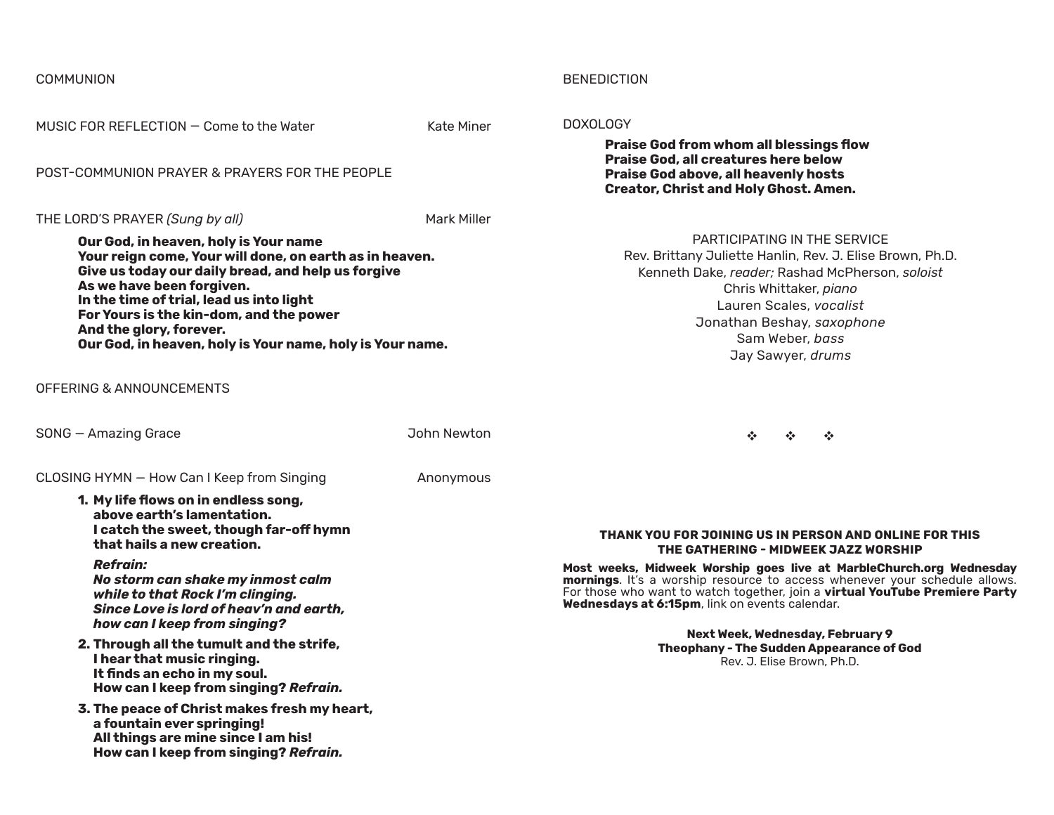COMMUNION

MUSIC FOR REFLECTION — Come to the Water — Kate Miner

POST-COMMUNION PRAYER & PRAYERS FOR THE PEOPLE

THE LORD'S PRAYER *(Sung by all)* — Mark Miller

**Our God, in heaven, holy is Your name**
**Your reign come, Your will done, on earth as in heaven.**
**Give us today our daily bread, and help us forgive**
**As we have been forgiven.**
**In the time of trial, lead us into light**
**For Yours is the kin-dom, and the power**
**And the glory, forever.**
**Our God, in heaven, holy is Your name, holy is Your name.**

OFFERING & ANNOUNCEMENTS

SONG — Amazing Grace — John Newton

CLOSING HYMN — How Can I Keep from Singing — Anonymous

1. **My life flows on in endless song,**
   **above earth's lamentation.**
   **I catch the sweet, though far-off hymn**
   **that hails a new creation.**

   ***Refrain:***
   ***No storm can shake my inmost calm***
   ***while to that Rock I'm clinging.***
   ***Since Love is lord of heav'n and earth,***
   ***how can I keep from singing?***

2. **Through all the tumult and the strife,**
   **I hear that music ringing.**
   **It finds an echo in my soul.**
   **How can I keep from singing? *Refrain.***

3. **The peace of Christ makes fresh my heart,**
   **a fountain ever springing!**
   **All things are mine since I am his!**
   **How can I keep from singing? *Refrain.***

BENEDICTION

DOXOLOGY

**Praise God from whom all blessings flow**
**Praise God, all creatures here below**
**Praise God above, all heavenly hosts**
**Creator, Christ and Holy Ghost. Amen.**

PARTICIPATING IN THE SERVICE

Rev. Brittany Juliette Hanlin, Rev. J. Elise Brown, Ph.D.
Kenneth Dake, *reader;* Rashad McPherson, *soloist*
Chris Whittaker, *piano*
Lauren Scales, *vocalist*
Jonathan Beshay, *saxophone*
Sam Weber, *bass*
Jay Sawyer, *drums*

❖ ❖ ❖

**THANK YOU FOR JOINING US IN PERSON AND ONLINE FOR THIS THE GATHERING - MIDWEEK JAZZ WORSHIP**

**Most weeks, Midweek Worship goes live at MarbleChurch.org Wednesday mornings**. It's a worship resource to access whenever your schedule allows. For those who want to watch together, join a **virtual YouTube Premiere Party Wednesdays at 6:15pm**, link on events calendar.

**Next Week, Wednesday, February 9**
**Theophany - The Sudden Appearance of God**
Rev. J. Elise Brown, Ph.D.